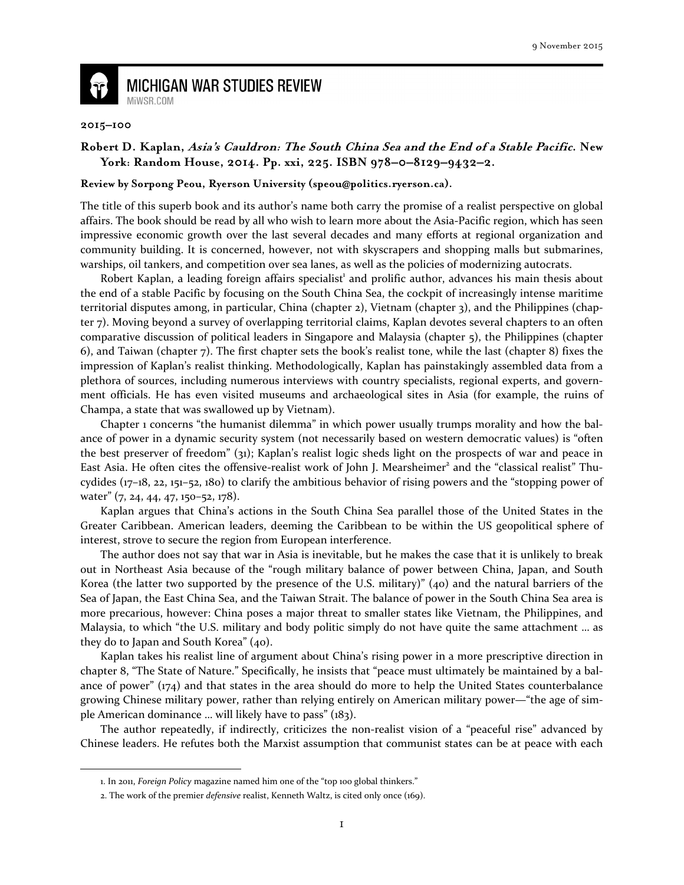9 November 2015

# MICHIGAN WAR STUDIES REVIEW

MiWSR.COM

**2015–100**

**Robert D. Kaplan, *Asia's Cauldron: The South China Sea and the End of a Stable Pacific*. New York: Random House, 2014. Pp. xxi, 225. ISBN 978–0–8129–9432–2.**

**Review by Sorpong Peou, Ryerson University (speou@politics.ryerson.ca).**

The title of this superb book and its author's name both carry the promise of a realist perspective on global affairs. The book should be read by all who wish to learn more about the Asia-Pacific region, which has seen impressive economic growth over the last several decades and many efforts at regional organization and community building. It is concerned, however, not with skyscrapers and shopping malls but submarines, warships, oil tankers, and competition over sea lanes, as well as the policies of modernizing autocrats.

Robert Kaplan, a leading foreign affairs specialist[1] and prolific author, advances his main thesis about the end of a stable Pacific by focusing on the South China Sea, the cockpit of increasingly intense maritime territorial disputes among, in particular, China (chapter 2), Vietnam (chapter 3), and the Philippines (chapter 7). Moving beyond a survey of overlapping territorial claims, Kaplan devotes several chapters to an often comparative discussion of political leaders in Singapore and Malaysia (chapter 5), the Philippines (chapter 6), and Taiwan (chapter 7). The first chapter sets the book's realist tone, while the last (chapter 8) fixes the impression of Kaplan's realist thinking. Methodologically, Kaplan has painstakingly assembled data from a plethora of sources, including numerous interviews with country specialists, regional experts, and government officials. He has even visited museums and archaeological sites in Asia (for example, the ruins of Champa, a state that was swallowed up by Vietnam).

Chapter 1 concerns "the humanist dilemma" in which power usually trumps morality and how the balance of power in a dynamic security system (not necessarily based on western democratic values) is "often the best preserver of freedom" (31); Kaplan's realist logic sheds light on the prospects of war and peace in East Asia. He often cites the offensive-realist work of John J. Mearsheimer[2] and the "classical realist" Thucydides (17–18, 22, 151–52, 180) to clarify the ambitious behavior of rising powers and the "stopping power of water" (7, 24, 44, 47, 150–52, 178).

Kaplan argues that China's actions in the South China Sea parallel those of the United States in the Greater Caribbean. American leaders, deeming the Caribbean to be within the US geopolitical sphere of interest, strove to secure the region from European interference.

The author does not say that war in Asia is inevitable, but he makes the case that it is unlikely to break out in Northeast Asia because of the "rough military balance of power between China, Japan, and South Korea (the latter two supported by the presence of the U.S. military)" (40) and the natural barriers of the Sea of Japan, the East China Sea, and the Taiwan Strait. The balance of power in the South China Sea area is more precarious, however: China poses a major threat to smaller states like Vietnam, the Philippines, and Malaysia, to which "the U.S. military and body politic simply do not have quite the same attachment … as they do to Japan and South Korea" (40).

Kaplan takes his realist line of argument about China's rising power in a more prescriptive direction in chapter 8, "The State of Nature." Specifically, he insists that "peace must ultimately be maintained by a balance of power" (174) and that states in the area should do more to help the United States counterbalance growing Chinese military power, rather than relying entirely on American military power—"the age of simple American dominance … will likely have to pass" (183).

The author repeatedly, if indirectly, criticizes the non-realist vision of a "peaceful rise" advanced by Chinese leaders. He refutes both the Marxist assumption that communist states can be at peace with each

---

1. In 2011, *Foreign Policy* magazine named him one of the "top 100 global thinkers."

2. The work of the premier *defensive* realist, Kenneth Waltz, is cited only once (169).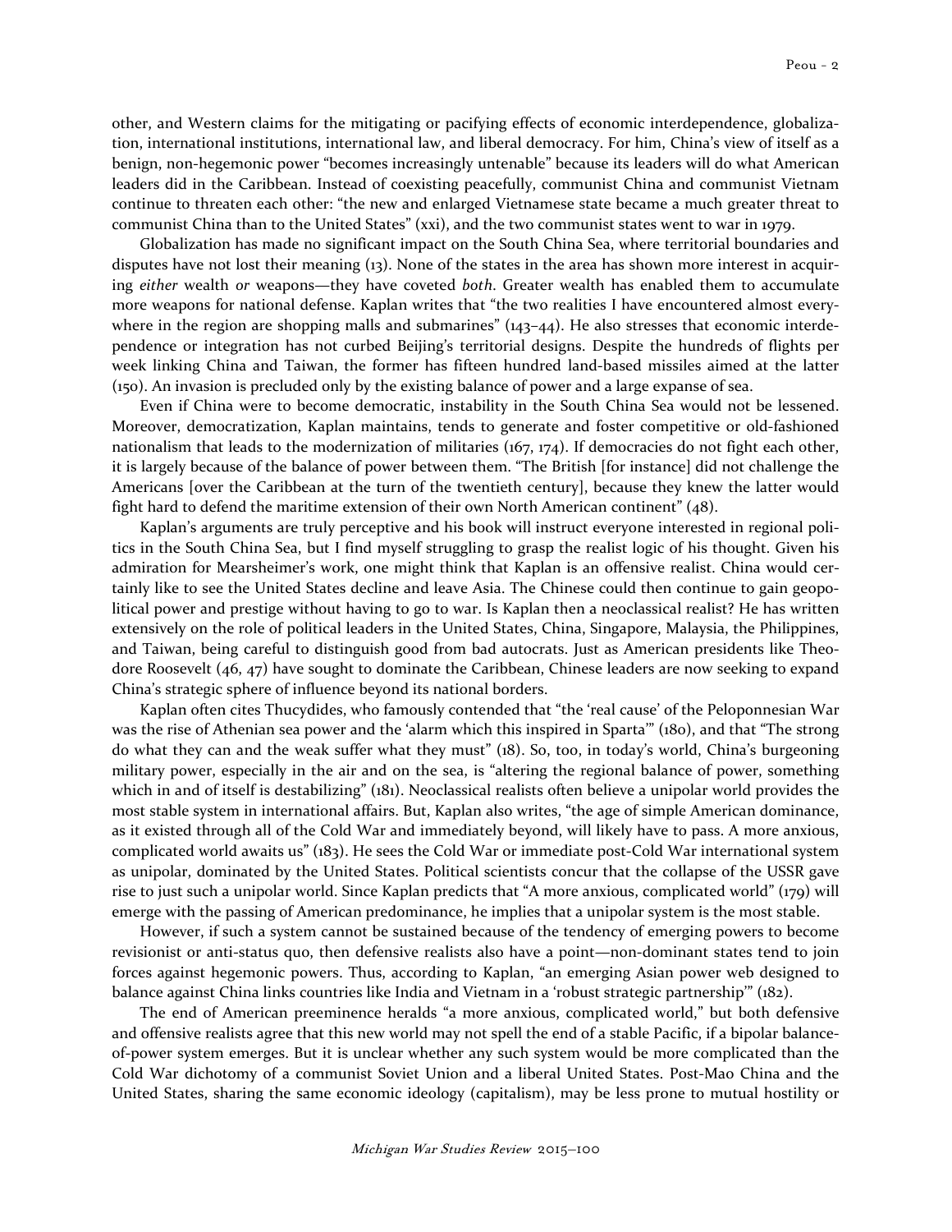other, and Western claims for the mitigating or pacifying effects of economic interdependence, globalization, international institutions, international law, and liberal democracy. For him, China's view of itself as a benign, non-hegemonic power "becomes increasingly untenable" because its leaders will do what American leaders did in the Caribbean. Instead of coexisting peacefully, communist China and communist Vietnam continue to threaten each other: "the new and enlarged Vietnamese state became a much greater threat to communist China than to the United States" (xxi), and the two communist states went to war in 1979.

Globalization has made no significant impact on the South China Sea, where territorial boundaries and disputes have not lost their meaning (13). None of the states in the area has shown more interest in acquiring *either* wealth *or* weapons—they have coveted *both*. Greater wealth has enabled them to accumulate more weapons for national defense. Kaplan writes that "the two realities I have encountered almost everywhere in the region are shopping malls and submarines" (143–44). He also stresses that economic interdependence or integration has not curbed Beijing's territorial designs. Despite the hundreds of flights per week linking China and Taiwan, the former has fifteen hundred land-based missiles aimed at the latter (150). An invasion is precluded only by the existing balance of power and a large expanse of sea.

Even if China were to become democratic, instability in the South China Sea would not be lessened. Moreover, democratization, Kaplan maintains, tends to generate and foster competitive or old-fashioned nationalism that leads to the modernization of militaries (167, 174). If democracies do not fight each other, it is largely because of the balance of power between them. "The British [for instance] did not challenge the Americans [over the Caribbean at the turn of the twentieth century], because they knew the latter would fight hard to defend the maritime extension of their own North American continent" (48).

Kaplan's arguments are truly perceptive and his book will instruct everyone interested in regional politics in the South China Sea, but I find myself struggling to grasp the realist logic of his thought. Given his admiration for Mearsheimer's work, one might think that Kaplan is an offensive realist. China would certainly like to see the United States decline and leave Asia. The Chinese could then continue to gain geopolitical power and prestige without having to go to war. Is Kaplan then a neoclassical realist? He has written extensively on the role of political leaders in the United States, China, Singapore, Malaysia, the Philippines, and Taiwan, being careful to distinguish good from bad autocrats. Just as American presidents like Theodore Roosevelt (46, 47) have sought to dominate the Caribbean, Chinese leaders are now seeking to expand China's strategic sphere of influence beyond its national borders.

Kaplan often cites Thucydides, who famously contended that "the 'real cause' of the Peloponnesian War was the rise of Athenian sea power and the 'alarm which this inspired in Sparta'" (180), and that "The strong do what they can and the weak suffer what they must" (18). So, too, in today's world, China's burgeoning military power, especially in the air and on the sea, is "altering the regional balance of power, something which in and of itself is destabilizing" (181). Neoclassical realists often believe a unipolar world provides the most stable system in international affairs. But, Kaplan also writes, "the age of simple American dominance, as it existed through all of the Cold War and immediately beyond, will likely have to pass. A more anxious, complicated world awaits us" (183). He sees the Cold War or immediate post-Cold War international system as unipolar, dominated by the United States. Political scientists concur that the collapse of the USSR gave rise to just such a unipolar world. Since Kaplan predicts that "A more anxious, complicated world" (179) will emerge with the passing of American predominance, he implies that a unipolar system is the most stable.

However, if such a system cannot be sustained because of the tendency of emerging powers to become revisionist or anti-status quo, then defensive realists also have a point—non-dominant states tend to join forces against hegemonic powers. Thus, according to Kaplan, "an emerging Asian power web designed to balance against China links countries like India and Vietnam in a 'robust strategic partnership'" (182).

The end of American preeminence heralds "a more anxious, complicated world," but both defensive and offensive realists agree that this new world may not spell the end of a stable Pacific, if a bipolar balance-of-power system emerges. But it is unclear whether any such system would be more complicated than the Cold War dichotomy of a communist Soviet Union and a liberal United States. Post-Mao China and the United States, sharing the same economic ideology (capitalism), may be less prone to mutual hostility or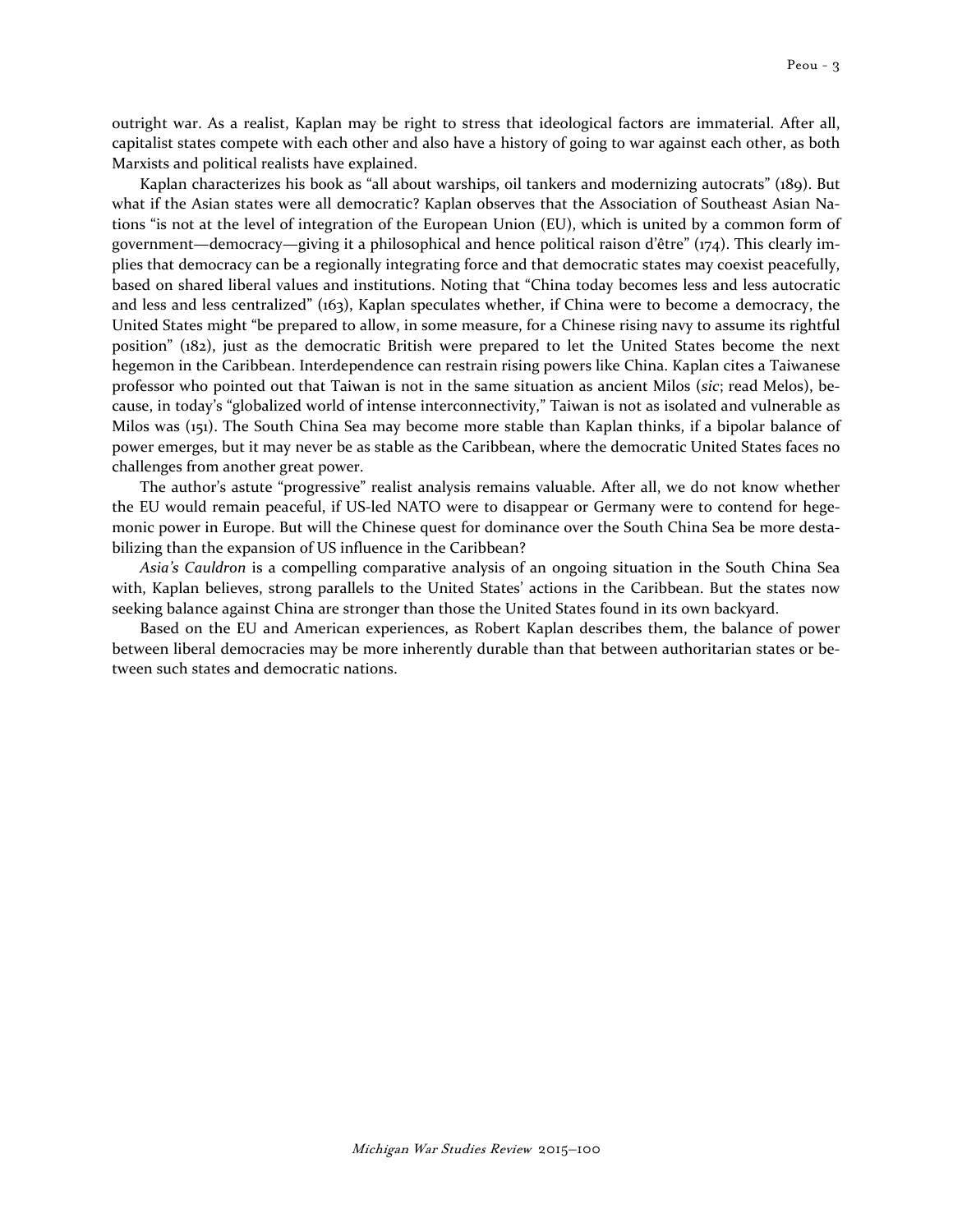outright war. As a realist, Kaplan may be right to stress that ideological factors are immaterial. After all, capitalist states compete with each other and also have a history of going to war against each other, as both Marxists and political realists have explained.

Kaplan characterizes his book as "all about warships, oil tankers and modernizing autocrats" (189). But what if the Asian states were all democratic? Kaplan observes that the Association of Southeast Asian Nations "is not at the level of integration of the European Union (EU), which is united by a common form of government—democracy—giving it a philosophical and hence political raison d'être" (174). This clearly implies that democracy can be a regionally integrating force and that democratic states may coexist peacefully, based on shared liberal values and institutions. Noting that "China today becomes less and less autocratic and less and less centralized" (163), Kaplan speculates whether, if China were to become a democracy, the United States might "be prepared to allow, in some measure, for a Chinese rising navy to assume its rightful position" (182), just as the democratic British were prepared to let the United States become the next hegemon in the Caribbean. Interdependence can restrain rising powers like China. Kaplan cites a Taiwanese professor who pointed out that Taiwan is not in the same situation as ancient Milos (*sic*; read Melos), because, in today's "globalized world of intense interconnectivity," Taiwan is not as isolated and vulnerable as Milos was (151). The South China Sea may become more stable than Kaplan thinks, if a bipolar balance of power emerges, but it may never be as stable as the Caribbean, where the democratic United States faces no challenges from another great power.

The author's astute "progressive" realist analysis remains valuable. After all, we do not know whether the EU would remain peaceful, if US-led NATO were to disappear or Germany were to contend for hegemonic power in Europe. But will the Chinese quest for dominance over the South China Sea be more destabilizing than the expansion of US influence in the Caribbean?

*Asia's Cauldron* is a compelling comparative analysis of an ongoing situation in the South China Sea with, Kaplan believes, strong parallels to the United States' actions in the Caribbean. But the states now seeking balance against China are stronger than those the United States found in its own backyard.

Based on the EU and American experiences, as Robert Kaplan describes them, the balance of power between liberal democracies may be more inherently durable than that between authoritarian states or between such states and democratic nations.